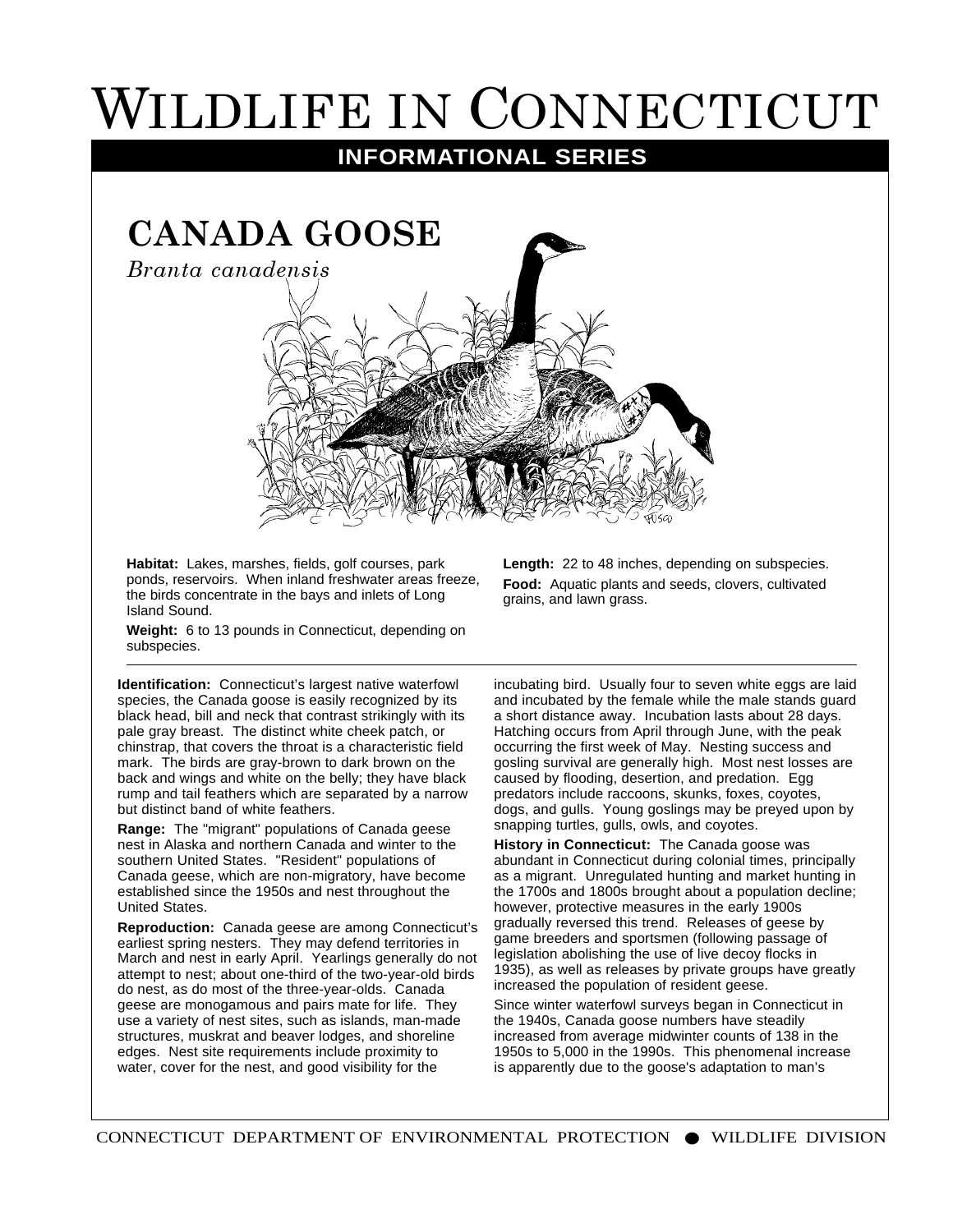# WILDLIFE IN CONNECTICUT

## INFORMATIONAL SERIES

## CANADA GOOSE

*Branta canadensis*

**Habitat:** Lakes, marshes, fields, golf courses, park ponds, reservoirs. When inland freshwater areas freeze, the birds concentrate in the bays and inlets of Long Island Sound.

**Weight:** 6 to 13 pounds in Connecticut, depending on subspecies.

**Length:** 22 to 48 inches, depending on subspecies.

**Food:** Aquatic plants and seeds, clovers, cultivated grains, and lawn grass.

---

**Identification:** Connecticut's largest native waterfowl species, the Canada goose is easily recognized by its black head, bill and neck that contrast strikingly with its pale gray breast. The distinct white cheek patch, or chinstrap, that covers the throat is a characteristic field mark. The birds are gray-brown to dark brown on the back and wings and white on the belly; they have black rump and tail feathers which are separated by a narrow but distinct band of white feathers.

**Range:** The "migrant" populations of Canada geese nest in Alaska and northern Canada and winter to the southern United States. "Resident" populations of Canada geese, which are non-migratory, have become established since the 1950s and nest throughout the United States.

**Reproduction:** Canada geese are among Connecticut's earliest spring nesters. They may defend territories in March and nest in early April. Yearlings generally do not attempt to nest; about one-third of the two-year-old birds do nest, as do most of the three-year-olds. Canada geese are monogamous and pairs mate for life. They use a variety of nest sites, such as islands, man-made structures, muskrat and beaver lodges, and shoreline edges. Nest site requirements include proximity to water, cover for the nest, and good visibility for the incubating bird. Usually four to seven white eggs are laid and incubated by the female while the male stands guard a short distance away. Incubation lasts about 28 days. Hatching occurs from April through June, with the peak occurring the first week of May. Nesting success and gosling survival are generally high. Most nest losses are caused by flooding, desertion, and predation. Egg predators include raccoons, skunks, foxes, coyotes, dogs, and gulls. Young goslings may be preyed upon by snapping turtles, gulls, owls, and coyotes.

**History in Connecticut:** The Canada goose was abundant in Connecticut during colonial times, principally as a migrant. Unregulated hunting and market hunting in the 1700s and 1800s brought about a population decline; however, protective measures in the early 1900s gradually reversed this trend. Releases of geese by game breeders and sportsmen (following passage of legislation abolishing the use of live decoy flocks in 1935), as well as releases by private groups have greatly increased the population of resident geese.

Since winter waterfowl surveys began in Connecticut in the 1940s, Canada goose numbers have steadily increased from average midwinter counts of 138 in the 1950s to 5,000 in the 1990s. This phenomenal increase is apparently due to the goose's adaptation to man's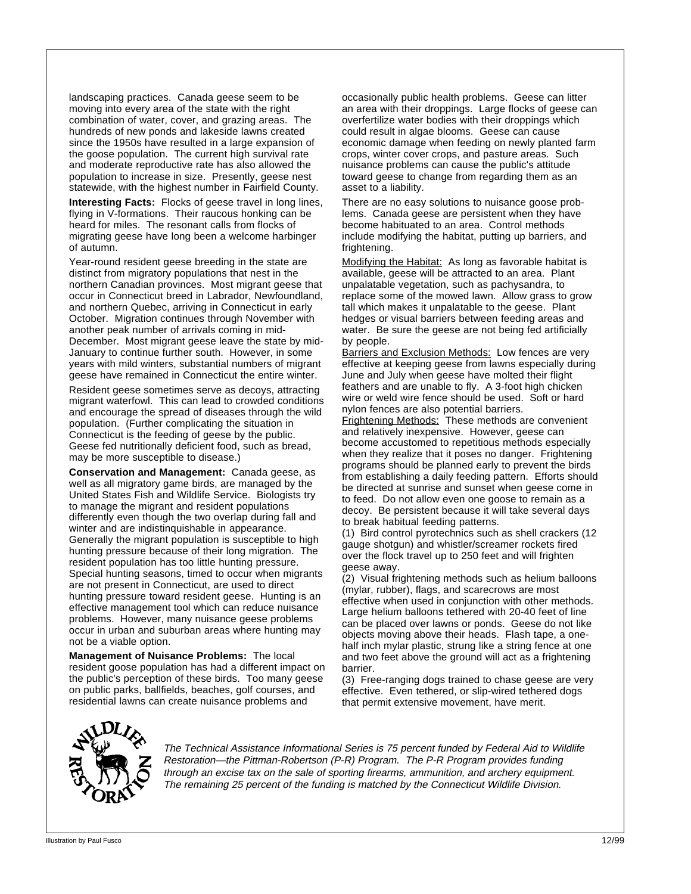landscaping practices. Canada geese seem to be moving into every area of the state with the right combination of water, cover, and grazing areas. The hundreds of new ponds and lakeside lawns created since the 1950s have resulted in a large expansion of the goose population. The current high survival rate and moderate reproductive rate has also allowed the population to increase in size. Presently, geese nest statewide, with the highest number in Fairfield County.

**Interesting Facts:** Flocks of geese travel in long lines, flying in V-formations. Their raucous honking can be heard for miles. The resonant calls from flocks of migrating geese have long been a welcome harbinger of autumn.

Year-round resident geese breeding in the state are distinct from migratory populations that nest in the northern Canadian provinces. Most migrant geese that occur in Connecticut breed in Labrador, Newfoundland, and northern Quebec, arriving in Connecticut in early October. Migration continues through November with another peak number of arrivals coming in mid-December. Most migrant geese leave the state by mid-January to continue further south. However, in some years with mild winters, substantial numbers of migrant geese have remained in Connecticut the entire winter.

Resident geese sometimes serve as decoys, attracting migrant waterfowl. This can lead to crowded conditions and encourage the spread of diseases through the wild population. (Further complicating the situation in Connecticut is the feeding of geese by the public. Geese fed nutritionally deficient food, such as bread, may be more susceptible to disease.)

**Conservation and Management:** Canada geese, as well as all migratory game birds, are managed by the United States Fish and Wildlife Service. Biologists try to manage the migrant and resident populations differently even though the two overlap during fall and winter and are indistinquishable in appearance. Generally the migrant population is susceptible to high hunting pressure because of their long migration. The resident population has too little hunting pressure. Special hunting seasons, timed to occur when migrants are not present in Connecticut, are used to direct hunting pressure toward resident geese. Hunting is an effective management tool which can reduce nuisance problems. However, many nuisance geese problems occur in urban and suburban areas where hunting may not be a viable option.

**Management of Nuisance Problems:** The local resident goose population has had a different impact on the public's perception of these birds. Too many geese on public parks, ballfields, beaches, golf courses, and residential lawns can create nuisance problems and occasionally public health problems. Geese can litter an area with their droppings. Large flocks of geese can overfertilize water bodies with their droppings which could result in algae blooms. Geese can cause economic damage when feeding on newly planted farm crops, winter cover crops, and pasture areas. Such nuisance problems can cause the public's attitude toward geese to change from regarding them as an asset to a liability.

There are no easy solutions to nuisance goose problems. Canada geese are persistent when they have become habituated to an area. Control methods include modifying the habitat, putting up barriers, and frightening.

<u>Modifying the Habitat:</u> As long as favorable habitat is available, geese will be attracted to an area. Plant unpalatable vegetation, such as pachysandra, to replace some of the mowed lawn. Allow grass to grow tall which makes it unpalatable to the geese. Plant hedges or visual barriers between feeding areas and water. Be sure the geese are not being fed artificially by people.

<u>Barriers and Exclusion Methods:</u> Low fences are very effective at keeping geese from lawns especially during June and July when geese have molted their flight feathers and are unable to fly. A 3-foot high chicken wire or weld wire fence should be used. Soft or hard nylon fences are also potential barriers.

<u>Frightening Methods:</u> These methods are convenient and relatively inexpensive. However, geese can become accustomed to repetitious methods especially when they realize that it poses no danger. Frightening programs should be planned early to prevent the birds from establishing a daily feeding pattern. Efforts should be directed at sunrise and sunset when geese come in to feed. Do not allow even one goose to remain as a decoy. Be persistent because it will take several days to break habitual feeding patterns.

(1) Bird control pyrotechnics such as shell crackers (12 gauge shotgun) and whistler/screamer rockets fired over the flock travel up to 250 feet and will frighten geese away.

(2) Visual frightening methods such as helium balloons (mylar, rubber), flags, and scarecrows are most effective when used in conjunction with other methods. Large helium balloons tethered with 20-40 feet of line can be placed over lawns or ponds. Geese do not like objects moving above their heads. Flash tape, a one-half inch mylar plastic, strung like a string fence at one and two feet above the ground will act as a frightening barrier.

(3) Free-ranging dogs trained to chase geese are very effective. Even tethered, or slip-wired tethered dogs that permit extensive movement, have merit.

*The Technical Assistance Informational Series is 75 percent funded by Federal Aid to Wildlife Restoration—the Pittman-Robertson (P-R) Program. The P-R Program provides funding through an excise tax on the sale of sporting firearms, ammunition, and archery equipment. The remaining 25 percent of the funding is matched by the Connecticut Wildlife Division.*

Illustration by Paul Fusco

12/99